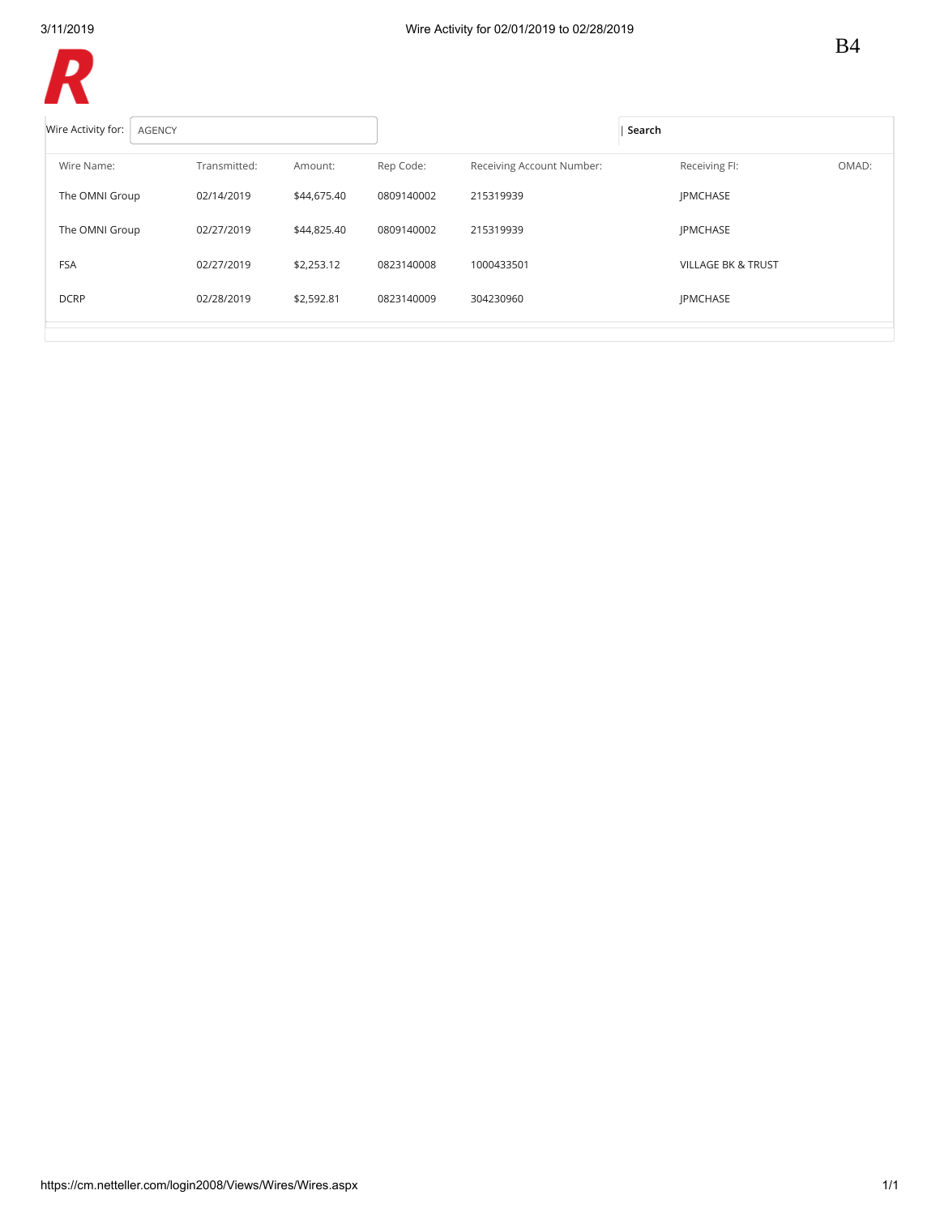B4

# Wire Activity for 02/01/2019 to 02/28/2019

Wire Activity for: AGENCY

| Search

| Wire Name: | Transmitted: | Amount: | Rep Code: | Receiving Account Number: | Receiving FI: | OMAD: |
|---|---|---|---|---|---|---|
| The OMNI Group | 02/14/2019 | $44,675.40 | 0809140002 | 215319939 | JPMCHASE | |
| The OMNI Group | 02/27/2019 | $44,825.40 | 0809140002 | 215319939 | JPMCHASE | |
| FSA | 02/27/2019 | $2,253.12 | 0823140008 | 1000433501 | VILLAGE BK & TRUST | |
| DCRP | 02/28/2019 | $2,592.81 | 0823140009 | 304230960 | JPMCHASE | |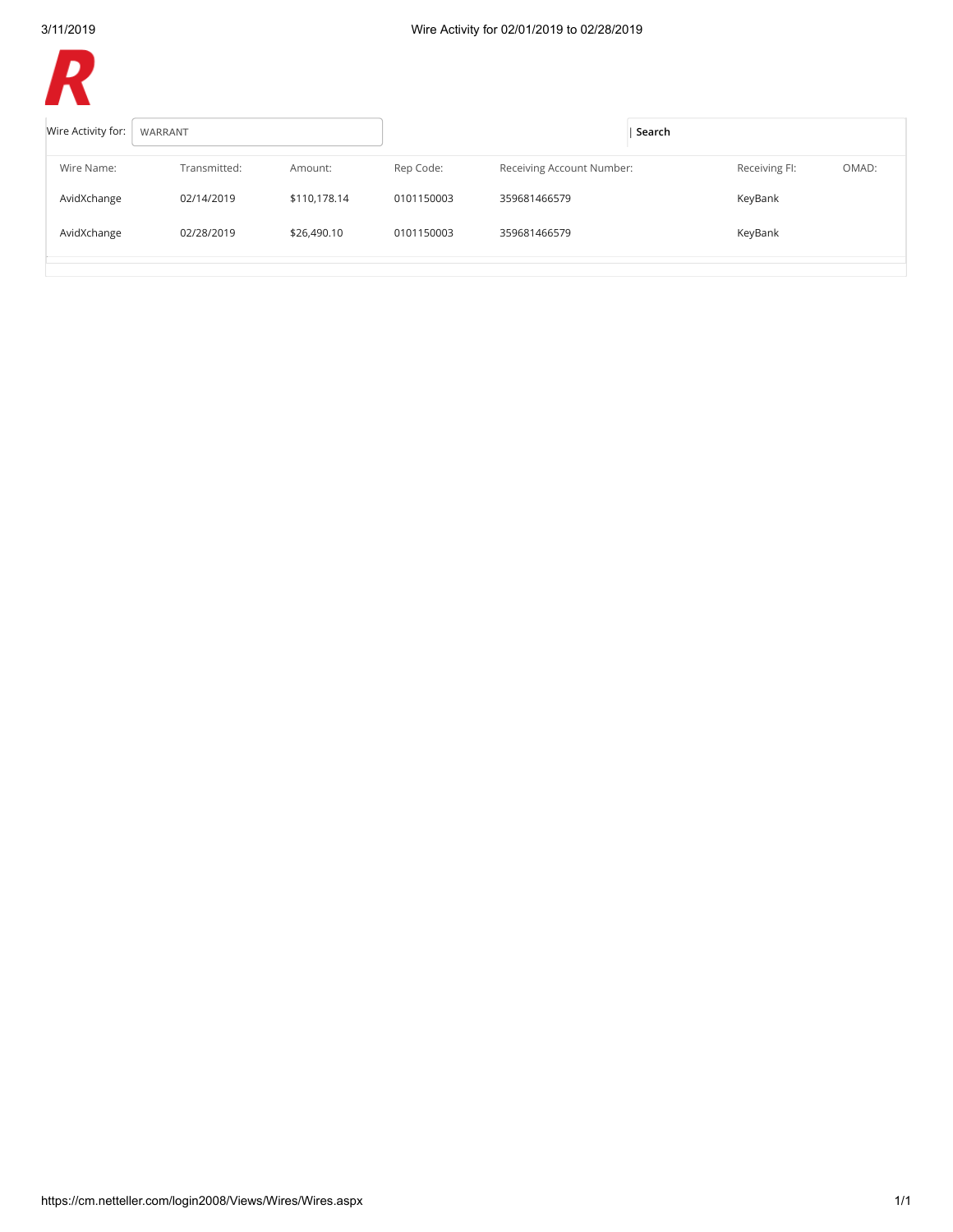Wire Activity for 02/01/2019 to 02/28/2019

R

Wire Activity for: WARRANT | Search

| Wire Name: | Transmitted: | Amount: | Rep Code: | Receiving Account Number: | Receiving FI: | OMAD: |
|---|---|---|---|---|---|---|
| AvidXchange | 02/14/2019 | $110,178.14 | 0101150003 | 359681466579 | KeyBank | |
| AvidXchange | 02/28/2019 | $26,490.10 | 0101150003 | 359681466579 | KeyBank | |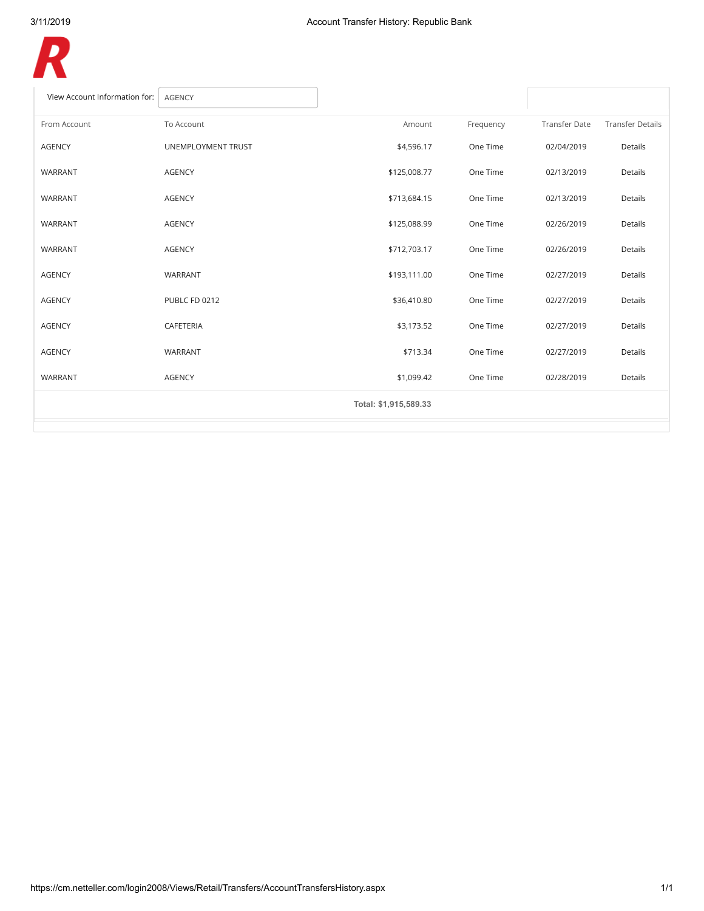View Account Information for: AGENCY

| From Account | To Account | Amount | Frequency | Transfer Date | Transfer Details |
|---|---|---|---|---|---|
| AGENCY | UNEMPLOYMENT TRUST | $4,596.17 | One Time | 02/04/2019 | Details |
| WARRANT | AGENCY | $125,008.77 | One Time | 02/13/2019 | Details |
| WARRANT | AGENCY | $713,684.15 | One Time | 02/13/2019 | Details |
| WARRANT | AGENCY | $125,088.99 | One Time | 02/26/2019 | Details |
| WARRANT | AGENCY | $712,703.17 | One Time | 02/26/2019 | Details |
| AGENCY | WARRANT | $193,111.00 | One Time | 02/27/2019 | Details |
| AGENCY | PUBLC FD 0212 | $36,410.80 | One Time | 02/27/2019 | Details |
| AGENCY | CAFETERIA | $3,173.52 | One Time | 02/27/2019 | Details |
| AGENCY | WARRANT | $713.34 | One Time | 02/27/2019 | Details |
| WARRANT | AGENCY | $1,099.42 | One Time | 02/28/2019 | Details |
| | | **Total: $1,915,589.33** | | | |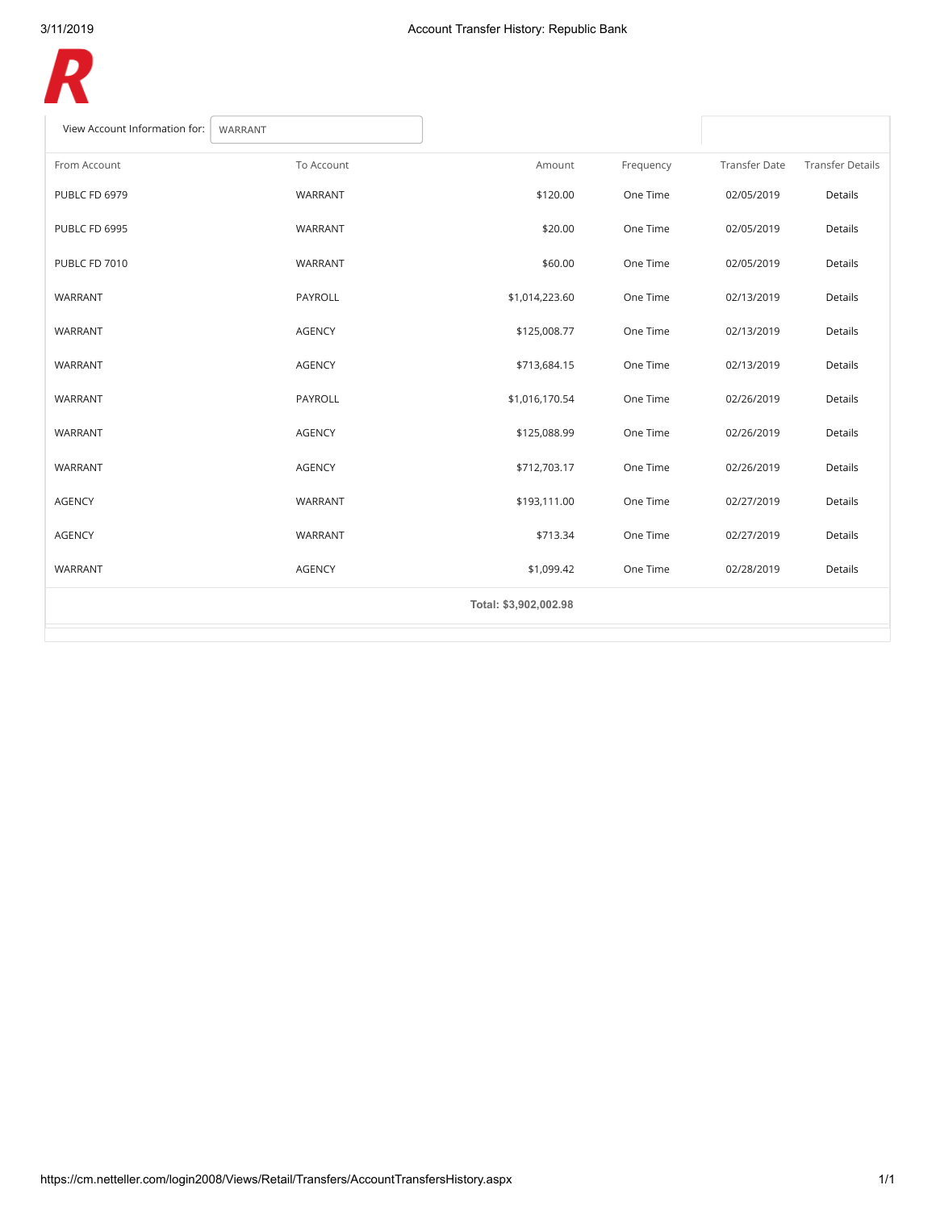View Account Information for: WARRANT

| From Account | To Account | Amount | Frequency | Transfer Date | Transfer Details |
|---|---|---|---|---|---|
| PUBLC FD 6979 | WARRANT | $120.00 | One Time | 02/05/2019 | Details |
| PUBLC FD 6995 | WARRANT | $20.00 | One Time | 02/05/2019 | Details |
| PUBLC FD 7010 | WARRANT | $60.00 | One Time | 02/05/2019 | Details |
| WARRANT | PAYROLL | $1,014,223.60 | One Time | 02/13/2019 | Details |
| WARRANT | AGENCY | $125,008.77 | One Time | 02/13/2019 | Details |
| WARRANT | AGENCY | $713,684.15 | One Time | 02/13/2019 | Details |
| WARRANT | PAYROLL | $1,016,170.54 | One Time | 02/26/2019 | Details |
| WARRANT | AGENCY | $125,088.99 | One Time | 02/26/2019 | Details |
| WARRANT | AGENCY | $712,703.17 | One Time | 02/26/2019 | Details |
| AGENCY | WARRANT | $193,111.00 | One Time | 02/27/2019 | Details |
| AGENCY | WARRANT | $713.34 | One Time | 02/27/2019 | Details |
| WARRANT | AGENCY | $1,099.42 | One Time | 02/28/2019 | Details |
| | | **Total: $3,902,002.98** | | | |